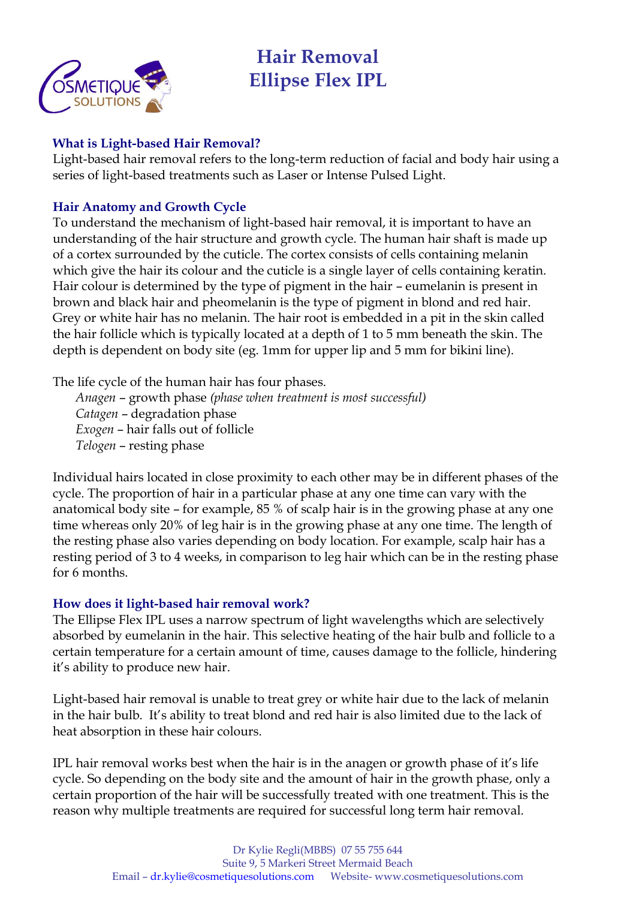# Hair Removal
# Ellipse Flex IPL

### What is Light-based Hair Removal?

Light-based hair removal refers to the long-term reduction of facial and body hair using a series of light-based treatments such as Laser or Intense Pulsed Light.

### Hair Anatomy and Growth Cycle

To understand the mechanism of light-based hair removal, it is important to have an understanding of the hair structure and growth cycle. The human hair shaft is made up of a cortex surrounded by the cuticle. The cortex consists of cells containing melanin which give the hair its colour and the cuticle is a single layer of cells containing keratin. Hair colour is determined by the type of pigment in the hair – eumelanin is present in brown and black hair and pheomelanin is the type of pigment in blond and red hair. Grey or white hair has no melanin. The hair root is embedded in a pit in the skin called the hair follicle which is typically located at a depth of 1 to 5 mm beneath the skin. The depth is dependent on body site (eg. 1mm for upper lip and 5 mm for bikini line).

The life cycle of the human hair has four phases.

*Anagen* – growth phase *(phase when treatment is most successful)*
*Catagen* – degradation phase
*Exogen* – hair falls out of follicle
*Telogen* – resting phase

Individual hairs located in close proximity to each other may be in different phases of the cycle. The proportion of hair in a particular phase at any one time can vary with the anatomical body site – for example, 85 % of scalp hair is in the growing phase at any one time whereas only 20% of leg hair is in the growing phase at any one time. The length of the resting phase also varies depending on body location. For example, scalp hair has a resting period of 3 to 4 weeks, in comparison to leg hair which can be in the resting phase for 6 months.

### How does it light-based hair removal work?

The Ellipse Flex IPL uses a narrow spectrum of light wavelengths which are selectively absorbed by eumelanin in the hair. This selective heating of the hair bulb and follicle to a certain temperature for a certain amount of time, causes damage to the follicle, hindering it's ability to produce new hair.

Light-based hair removal is unable to treat grey or white hair due to the lack of melanin in the hair bulb. It's ability to treat blond and red hair is also limited due to the lack of heat absorption in these hair colours.

IPL hair removal works best when the hair is in the anagen or growth phase of it's life cycle. So depending on the body site and the amount of hair in the growth phase, only a certain proportion of the hair will be successfully treated with one treatment. This is the reason why multiple treatments are required for successful long term hair removal.

Dr Kylie Regli(MBBS) 07 55 755 644
Suite 9, 5 Markeri Street Mermaid Beach
Email – dr.kylie@cosmetiquesolutions.com Website- www.cosmetiquesolutions.com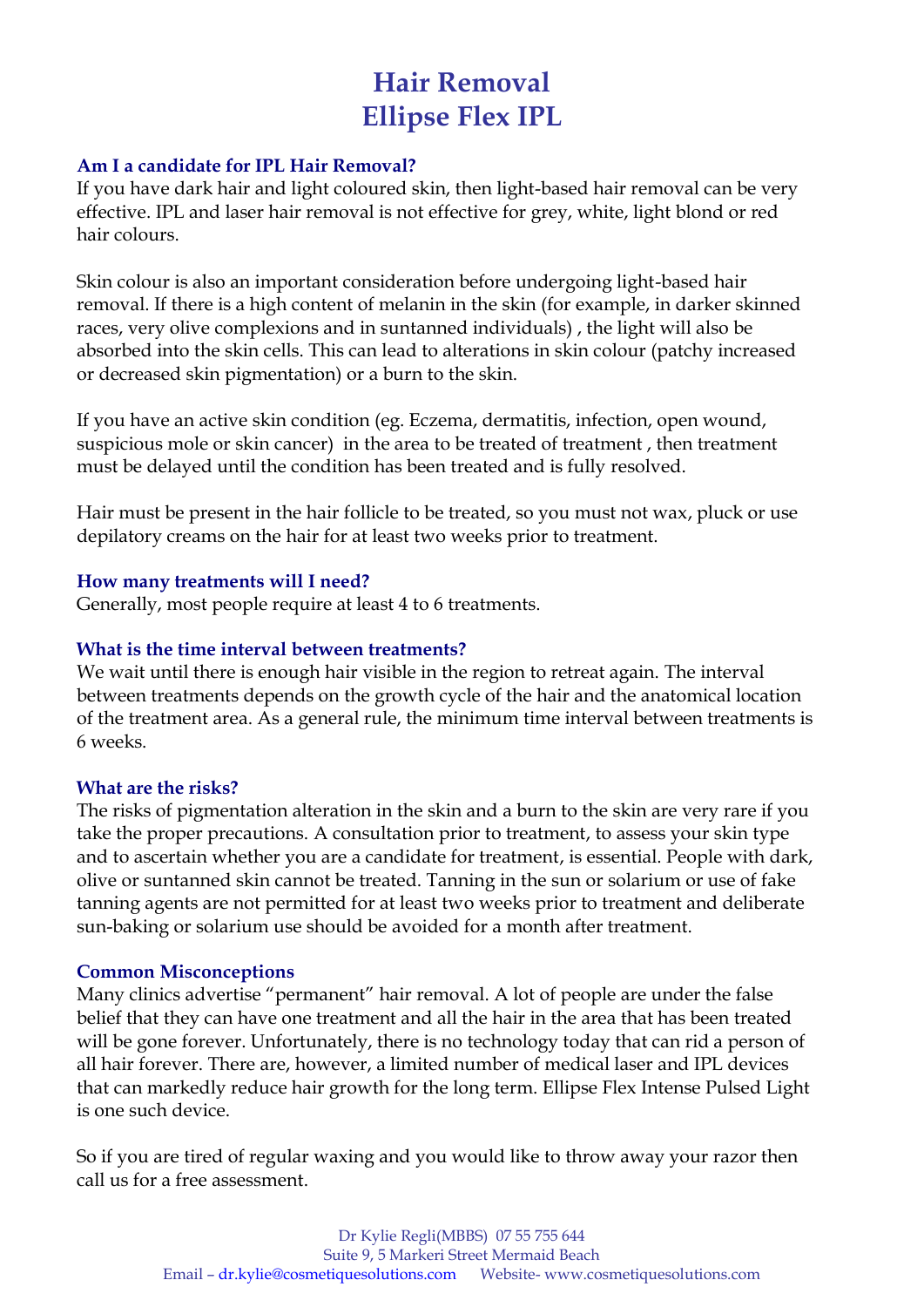# Hair Removal
# Ellipse Flex IPL

### Am I a candidate for IPL Hair Removal?

If you have dark hair and light coloured skin, then light-based hair removal can be very effective. IPL and laser hair removal is not effective for grey, white, light blond or red hair colours.

Skin colour is also an important consideration before undergoing light-based hair removal. If there is a high content of melanin in the skin (for example, in darker skinned races, very olive complexions and in suntanned individuals) , the light will also be absorbed into the skin cells. This can lead to alterations in skin colour (patchy increased or decreased skin pigmentation) or a burn to the skin.

If you have an active skin condition (eg. Eczema, dermatitis, infection, open wound, suspicious mole or skin cancer) in the area to be treated of treatment , then treatment must be delayed until the condition has been treated and is fully resolved.

Hair must be present in the hair follicle to be treated, so you must not wax, pluck or use depilatory creams on the hair for at least two weeks prior to treatment.

### How many treatments will I need?

Generally, most people require at least 4 to 6 treatments.

### What is the time interval between treatments?

We wait until there is enough hair visible in the region to retreat again. The interval between treatments depends on the growth cycle of the hair and the anatomical location of the treatment area. As a general rule, the minimum time interval between treatments is 6 weeks.

### What are the risks?

The risks of pigmentation alteration in the skin and a burn to the skin are very rare if you take the proper precautions. A consultation prior to treatment, to assess your skin type and to ascertain whether you are a candidate for treatment, is essential. People with dark, olive or suntanned skin cannot be treated. Tanning in the sun or solarium or use of fake tanning agents are not permitted for at least two weeks prior to treatment and deliberate sun-baking or solarium use should be avoided for a month after treatment.

### Common Misconceptions

Many clinics advertise "permanent" hair removal. A lot of people are under the false belief that they can have one treatment and all the hair in the area that has been treated will be gone forever. Unfortunately, there is no technology today that can rid a person of all hair forever. There are, however, a limited number of medical laser and IPL devices that can markedly reduce hair growth for the long term. Ellipse Flex Intense Pulsed Light is one such device.

So if you are tired of regular waxing and you would like to throw away your razor then call us for a free assessment.

Dr Kylie Regli(MBBS) 07 55 755 644
Suite 9, 5 Markeri Street Mermaid Beach
Email – dr.kylie@cosmetiquesolutions.com Website- www.cosmetiquesolutions.com